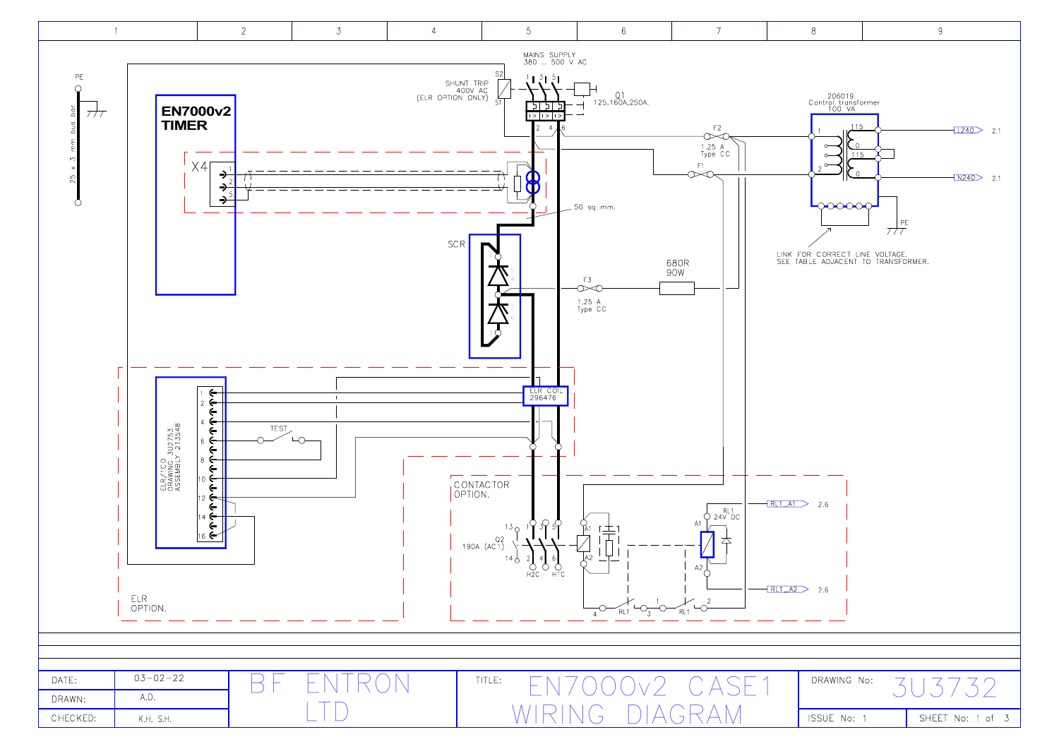MAINS SUPPLY
380 .. 500 V AC

SHUNT TRIP
400V AC
(ELR OPTION ONLY)

S2
S1

Q1
125,160A,250A.

PE

25 x 3 mm bus bar

**EN7000v2 TIMER**

X4

206019
Control transformer
100 VA

F2
1.25 A
Type CC

F1

115
0
115
0

I240 2.1

N240 2.1

PE

LINK FOR CORRECT LINE VOLTAGE.
SEE TABLE ADJACENT TO TRANSFORMER.

50 sq mm.

SCR

F3
1.25 A
Type CC

680R
90W

ELR COIL
296476

ELR/ICO
DRAWING 3U2753
ASSEMBLY 213548

TEST

ELR
OPTION.

CONTACTOR
OPTION.

13
Q2
190A (AC1)
14

H2C H1C

A1
A2

RL1
24V DC

RL1_A1 2.6

RL1_A2 2.6

RL1
RL1

| DATE: | 03-02-22 | BF ENTRON LTD | TITLE: EN7000v2 CASE1 WIRING DIAGRAM | DRAWING No: 3U3732 | |
|---|---|---|---|---|---|
| DRAWN: | A.D. | | | | |
| CHECKED: | K.H. S.H. | | | ISSUE No: 1 | SHEET No: 1 of 3 |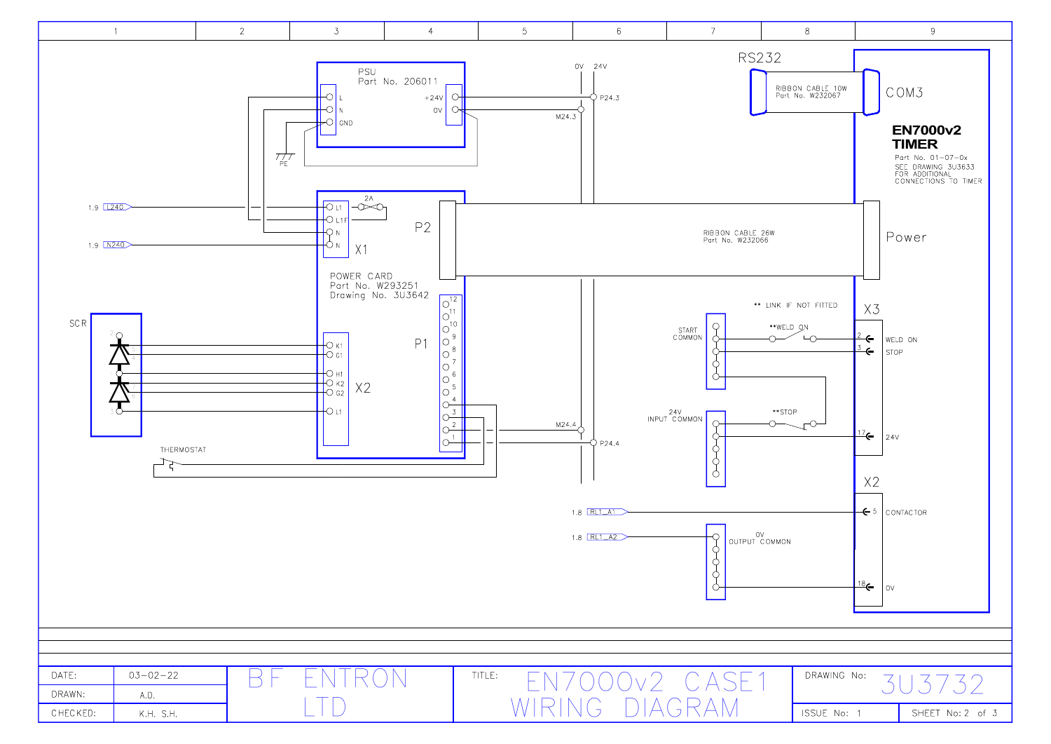# EN7000v2 CASE1 WIRING DIAGRAM

1 | 2 | 3 | 4 | 5 | 6 | 7 | 8 | 9

PSU
Part No. 206011

L
N
GND
+24V
0V

PE

0V 24V

P24.3
M24.3

RS232

RIBBON CABLE 10W
Part No. W232067

COM3

**EN7000v2**
**TIMER**

Part No. 01-07-0x
SEE DRAWING 3U3633
FOR ADDITIONAL
CONNECTIONS TO TIMER

1.9 L240
1.9 N240

2A

L1
L1F
N
N

X1

P2

POWER CARD
Part No. W293251
Drawing No. 3U3642

RIBBON CABLE 26W
Part No. W232066

Power

SCR

K1
G1
H1
K2
G2
L1

X2

P1

12 11 10 9 8 7 6 5 4 3 2 1

M24.4
P24.4

THERMOSTAT

** LINK IF NOT FITTED

START
COMMON

**WELD ON

X3

2 WELD ON
3 STOP

24V
INPUT COMMON

**STOP

17 24V

X2

1.8 RL1_A1
5 CONTACTOR

1.8 RL1_A2

0V
OUTPUT COMMON

18 0V

| | | | | | |
|---|---|---|---|---|---|
| DATE: | 03-02-22 | BF ENTRON LTD | TITLE: EN7000v2 CASE1 WIRING DIAGRAM | DRAWING No: 3U3732 | |
| DRAWN: | A.D. | | | ISSUE No: 1 | SHEET No: 2 of 3 |
| CHECKED: | K.H. S.H. | | | | |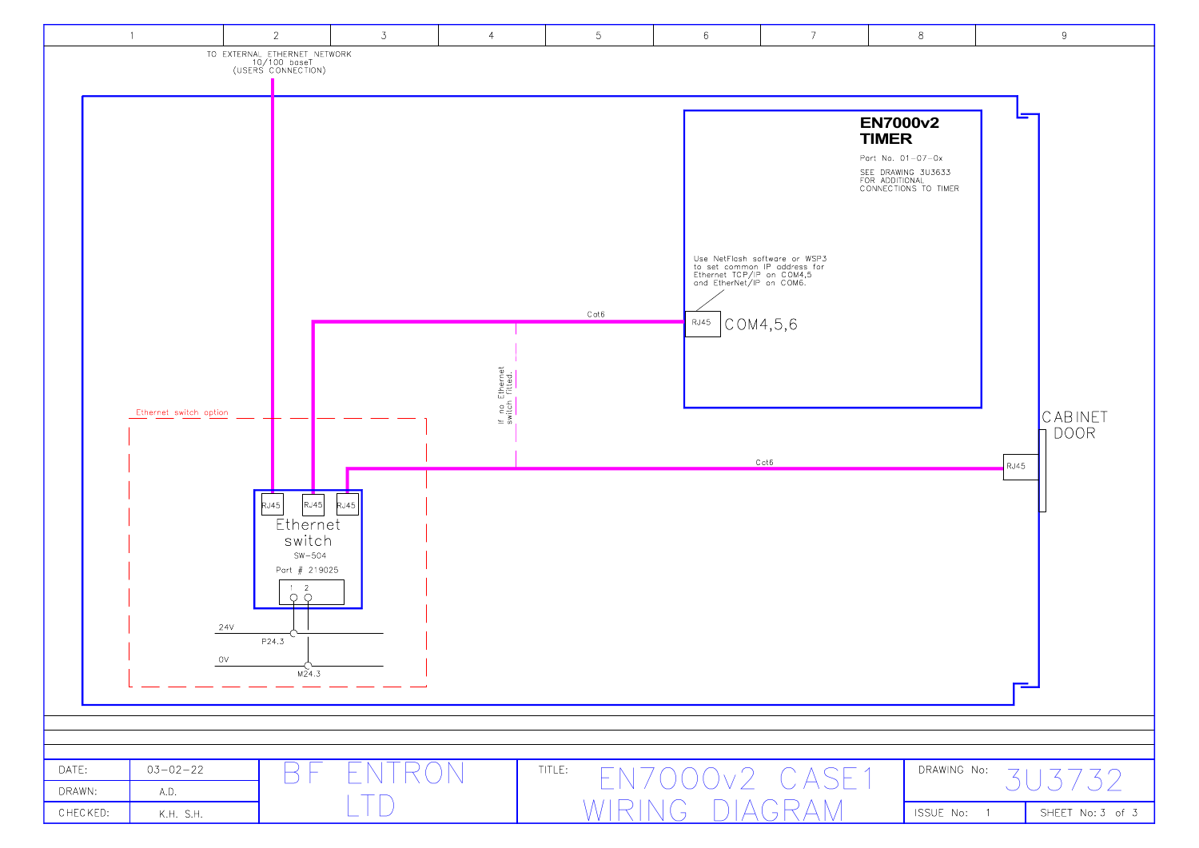TO EXTERNAL ETHERNET NETWORK
10/100 baseT
(USERS CONNECTION)

**EN7000v2**
**TIMER**

Part No. 01-07-0x

SEE DRAWING 3U3633
FOR ADDITIONAL
CONNECTIONS TO TIMER

Use NetFlash software or WSP3
to set common IP address for
Ethernet TCP/IP on COM4,5
and EtherNet/IP on COM6.

RJ45 COM4,5,6

Cat6

If no Ethernet
switch fitted.

Ethernet switch option

RJ45 RJ45 RJ45

Ethernet
switch
SW-504
Part # 219025

1 2

24V

P24.3

0V

M24.3

Cat6

RJ45

CABINET
DOOR

| | | | | | |
|---|---|---|---|---|---|
| DATE: | 03-02-22 | BF ENTRON LTD | TITLE: EN7000v2 CASE1 WIRING DIAGRAM | DRAWING No: 3U3732 | |
| DRAWN: | A.D. | | | | |
| CHECKED: | K.H. S.H. | | | ISSUE No: 1 | SHEET No: 3 of 3 |